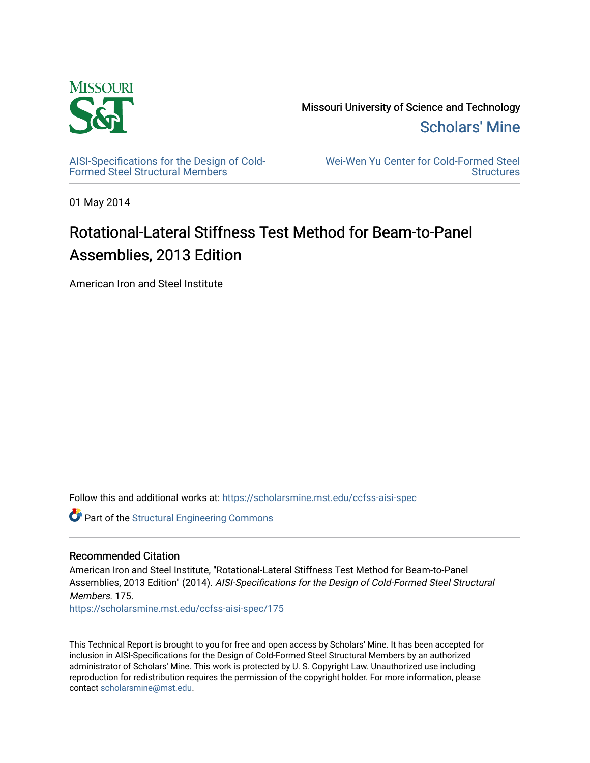Missouri University of Science and Technology

Scholars' Mine

AISI-Specifications for the Design of Cold-Formed Steel Structural Members

Wei-Wen Yu Center for Cold-Formed Steel Structures

01 May 2014

# Rotational-Lateral Stiffness Test Method for Beam-to-Panel Assemblies, 2013 Edition

American Iron and Steel Institute

Follow this and additional works at: https://scholarsmine.mst.edu/ccfss-aisi-spec

Part of the Structural Engineering Commons

## Recommended Citation

American Iron and Steel Institute, "Rotational-Lateral Stiffness Test Method for Beam-to-Panel Assemblies, 2013 Edition" (2014). *AISI-Specifications for the Design of Cold-Formed Steel Structural Members*. 175.
https://scholarsmine.mst.edu/ccfss-aisi-spec/175

This Technical Report is brought to you for free and open access by Scholars' Mine. It has been accepted for inclusion in AISI-Specifications for the Design of Cold-Formed Steel Structural Members by an authorized administrator of Scholars' Mine. This work is protected by U. S. Copyright Law. Unauthorized use including reproduction for redistribution requires the permission of the copyright holder. For more information, please contact scholarsmine@mst.edu.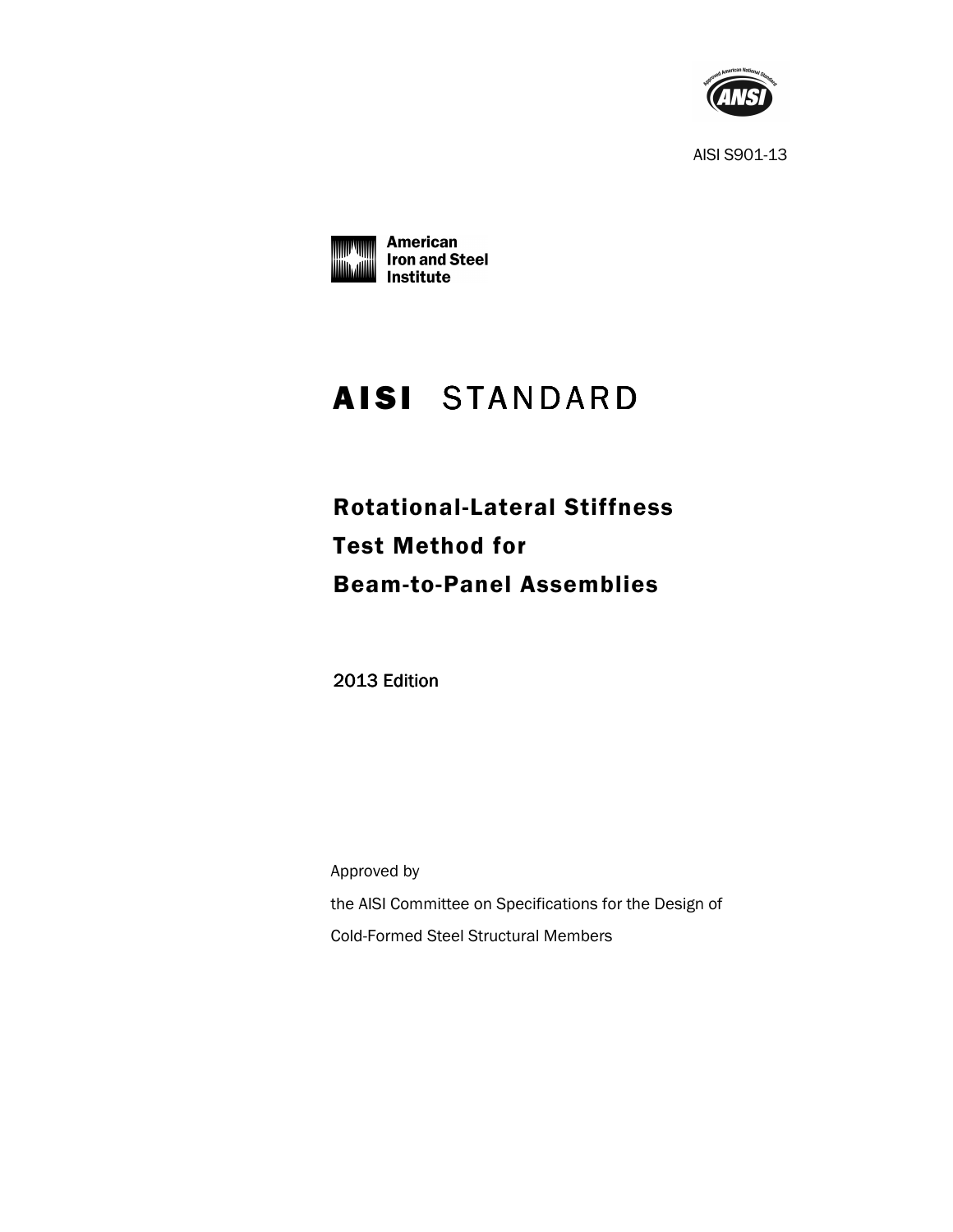AISI S901-13

American Iron and Steel Institute

# AISI STANDARD

## Rotational-Lateral Stiffness Test Method for Beam-to-Panel Assemblies

2013 Edition

Approved by

the AISI Committee on Specifications for the Design of Cold-Formed Steel Structural Members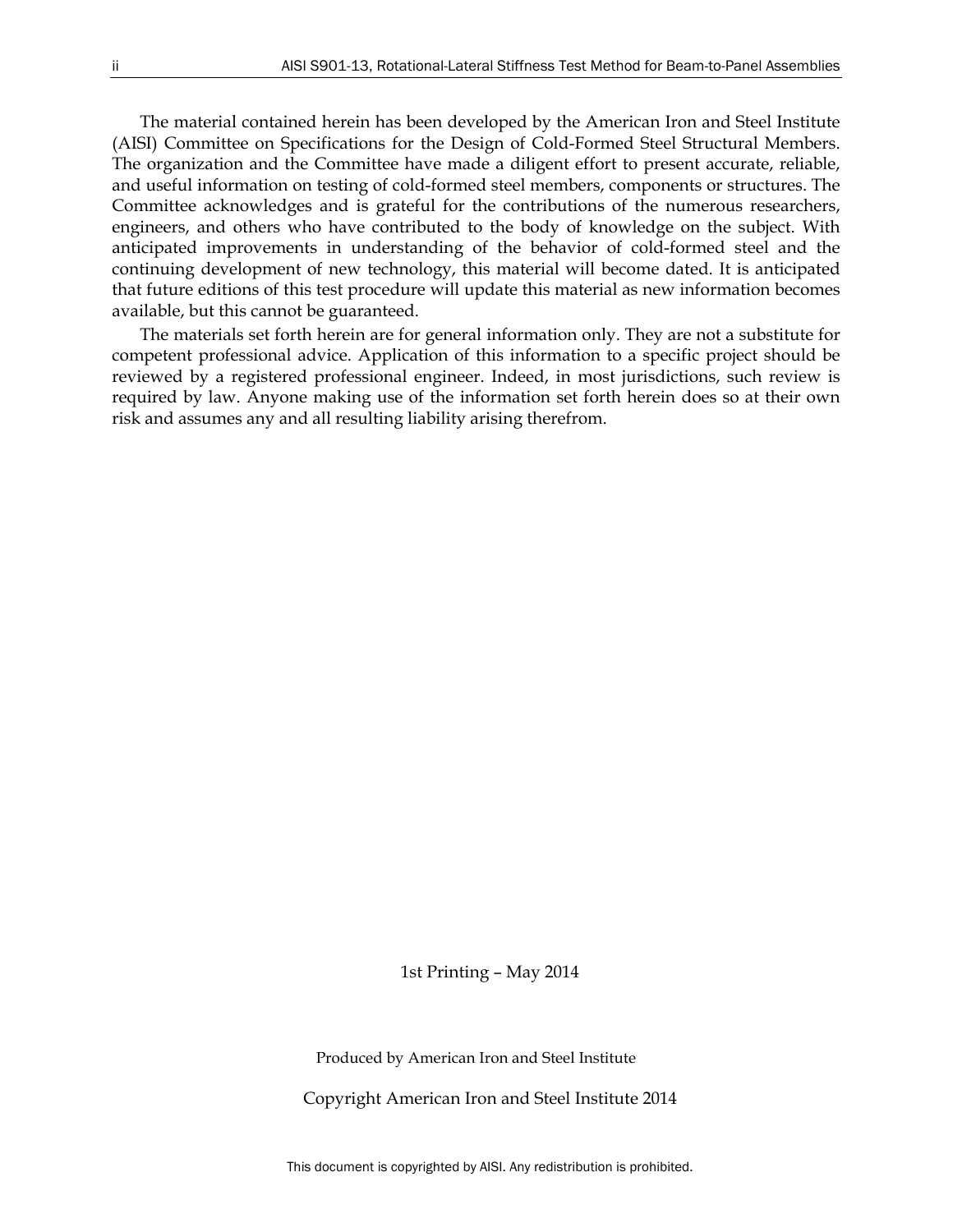The material contained herein has been developed by the American Iron and Steel Institute (AISI) Committee on Specifications for the Design of Cold-Formed Steel Structural Members. The organization and the Committee have made a diligent effort to present accurate, reliable, and useful information on testing of cold-formed steel members, components or structures. The Committee acknowledges and is grateful for the contributions of the numerous researchers, engineers, and others who have contributed to the body of knowledge on the subject. With anticipated improvements in understanding of the behavior of cold-formed steel and the continuing development of new technology, this material will become dated. It is anticipated that future editions of this test procedure will update this material as new information becomes available, but this cannot be guaranteed.

The materials set forth herein are for general information only. They are not a substitute for competent professional advice. Application of this information to a specific project should be reviewed by a registered professional engineer. Indeed, in most jurisdictions, such review is required by law. Anyone making use of the information set forth herein does so at their own risk and assumes any and all resulting liability arising therefrom.

1st Printing – May 2014

Produced by American Iron and Steel Institute

Copyright American Iron and Steel Institute 2014

This document is copyrighted by AISI. Any redistribution is prohibited.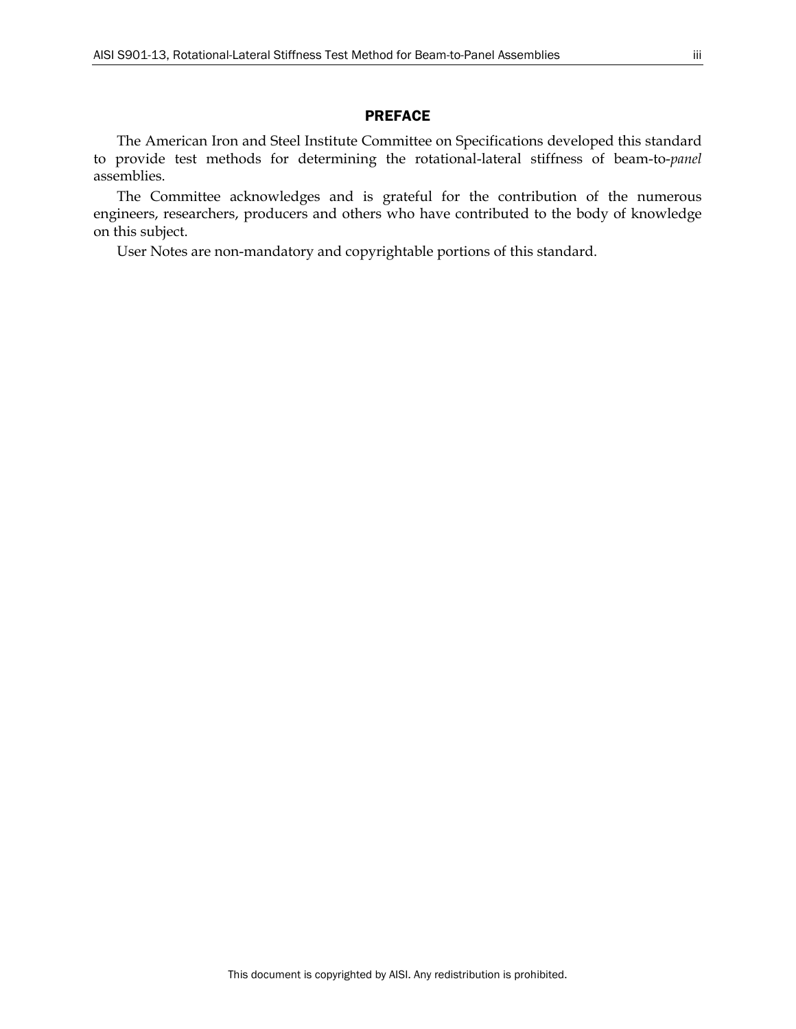## PREFACE

The American Iron and Steel Institute Committee on Specifications developed this standard to provide test methods for determining the rotational-lateral stiffness of beam-to-*panel* assemblies.

The Committee acknowledges and is grateful for the contribution of the numerous engineers, researchers, producers and others who have contributed to the body of knowledge on this subject.

User Notes are non-mandatory and copyrightable portions of this standard.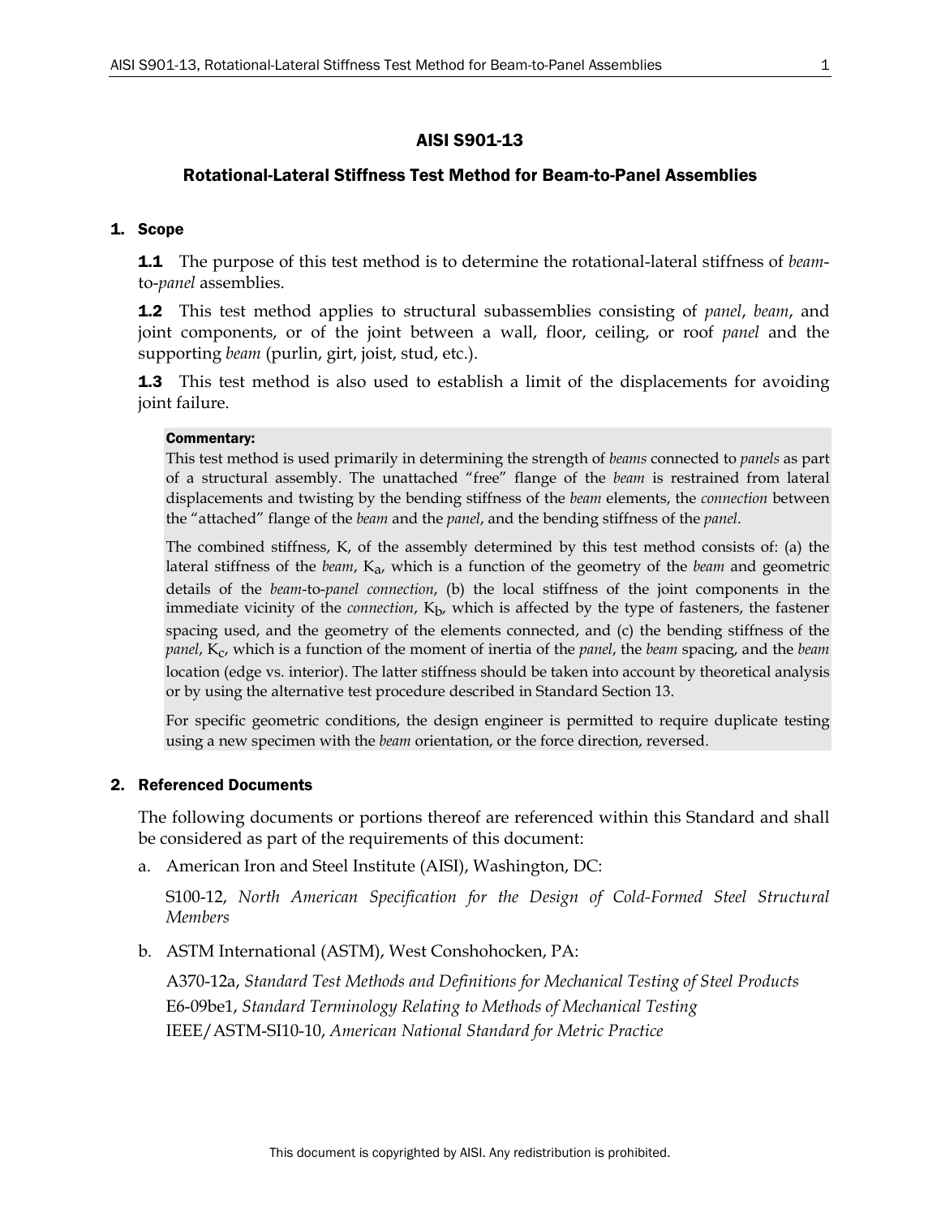# AISI S901-13

## Rotational-Lateral Stiffness Test Method for Beam-to-Panel Assemblies

### 1. Scope

**1.1** The purpose of this test method is to determine the rotational-lateral stiffness of *beam*-to-*panel* assemblies.

**1.2** This test method applies to structural subassemblies consisting of *panel*, *beam*, and joint components, or of the joint between a wall, floor, ceiling, or roof *panel* and the supporting *beam* (purlin, girt, joist, stud, etc.).

**1.3** This test method is also used to establish a limit of the displacements for avoiding joint failure.

**Commentary:**

This test method is used primarily in determining the strength of *beams* connected to *panels* as part of a structural assembly. The unattached "free" flange of the *beam* is restrained from lateral displacements and twisting by the bending stiffness of the *beam* elements, the *connection* between the "attached" flange of the *beam* and the *panel*, and the bending stiffness of the *panel*.

The combined stiffness, K, of the assembly determined by this test method consists of: (a) the lateral stiffness of the *beam*, $K_a$, which is a function of the geometry of the *beam* and geometric details of the *beam*-to-*panel connection*, (b) the local stiffness of the joint components in the immediate vicinity of the *connection*, $K_b$, which is affected by the type of fasteners, the fastener spacing used, and the geometry of the elements connected, and (c) the bending stiffness of the *panel*, $K_c$, which is a function of the moment of inertia of the *panel*, the *beam* spacing, and the *beam* location (edge vs. interior). The latter stiffness should be taken into account by theoretical analysis or by using the alternative test procedure described in Standard Section 13.

For specific geometric conditions, the design engineer is permitted to require duplicate testing using a new specimen with the *beam* orientation, or the force direction, reversed.

### 2. Referenced Documents

The following documents or portions thereof are referenced within this Standard and shall be considered as part of the requirements of this document:

a. American Iron and Steel Institute (AISI), Washington, DC:

   S100-12, *North American Specification for the Design of Cold-Formed Steel Structural Members*

b. ASTM International (ASTM), West Conshohocken, PA:

   A370-12a, *Standard Test Methods and Definitions for Mechanical Testing of Steel Products*
   E6-09be1, *Standard Terminology Relating to Methods of Mechanical Testing*
   IEEE/ASTM-SI10-10, *American National Standard for Metric Practice*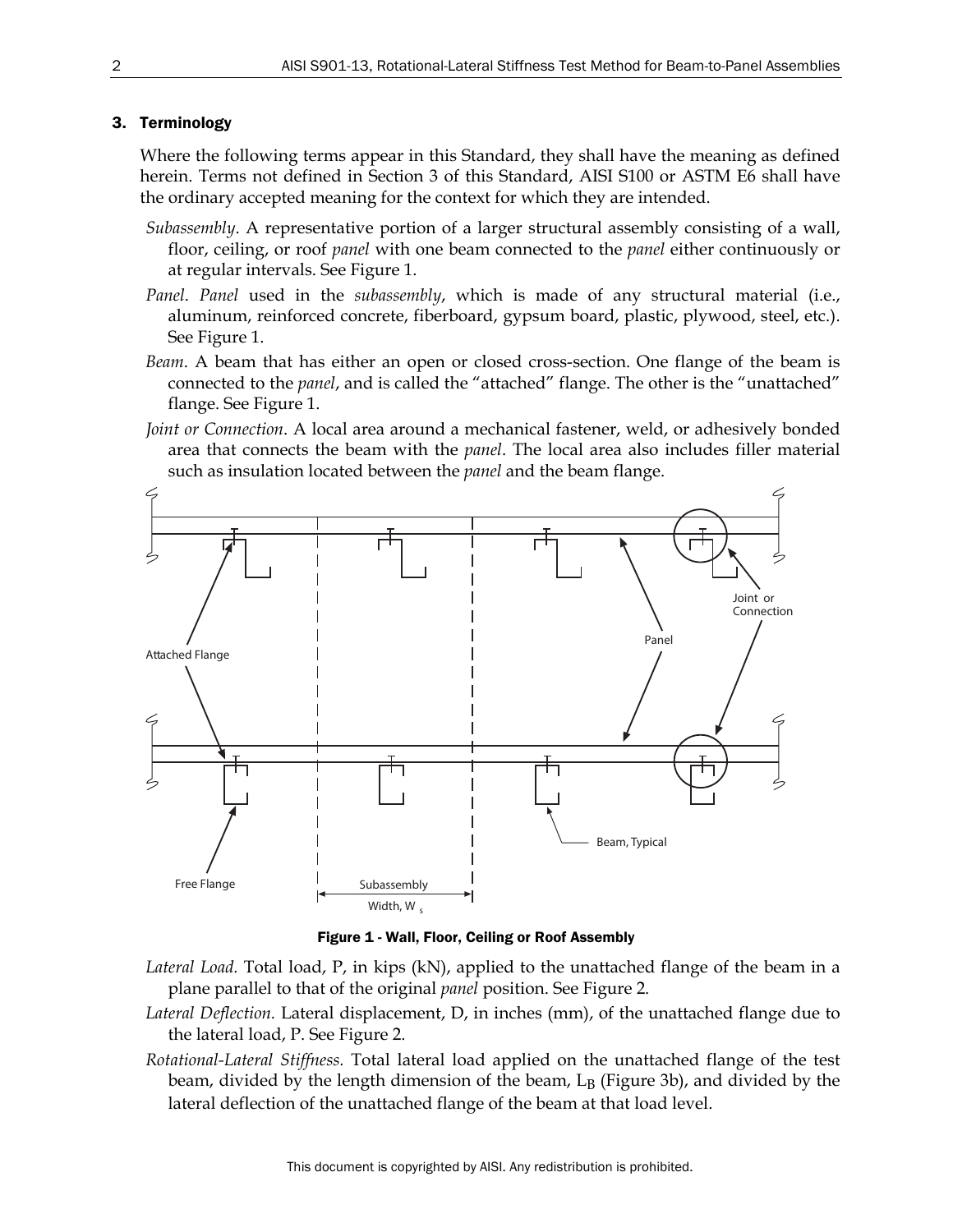## 3. Terminology

Where the following terms appear in this Standard, they shall have the meaning as defined herein. Terms not defined in Section 3 of this Standard, AISI S100 or ASTM E6 shall have the ordinary accepted meaning for the context for which they are intended.

*Subassembly*. A representative portion of a larger structural assembly consisting of a wall, floor, ceiling, or roof *panel* with one beam connected to the *panel* either continuously or at regular intervals. See Figure 1.

*Panel*. *Panel* used in the *subassembly*, which is made of any structural material (i.e., aluminum, reinforced concrete, fiberboard, gypsum board, plastic, plywood, steel, etc.). See Figure 1.

*Beam*. A beam that has either an open or closed cross-section. One flange of the beam is connected to the *panel*, and is called the "attached" flange. The other is the "unattached" flange. See Figure 1.

*Joint or Connection*. A local area around a mechanical fastener, weld, or adhesively bonded area that connects the beam with the *panel*. The local area also includes filler material such as insulation located between the *panel* and the beam flange.

Attached Flange

Panel

Joint or Connection

Free Flange

Subassembly Width, $W_s$

Beam, Typical

**Figure 1 - Wall, Floor, Ceiling or Roof Assembly**

*Lateral Load.* Total load, P, in kips (kN), applied to the unattached flange of the beam in a plane parallel to that of the original *panel* position. See Figure 2.

*Lateral Deflection.* Lateral displacement, D, in inches (mm), of the unattached flange due to the lateral load, P. See Figure 2.

*Rotational-Lateral Stiffness.* Total lateral load applied on the unattached flange of the test beam, divided by the length dimension of the beam, $L_B$ (Figure 3b), and divided by the lateral deflection of the unattached flange of the beam at that load level.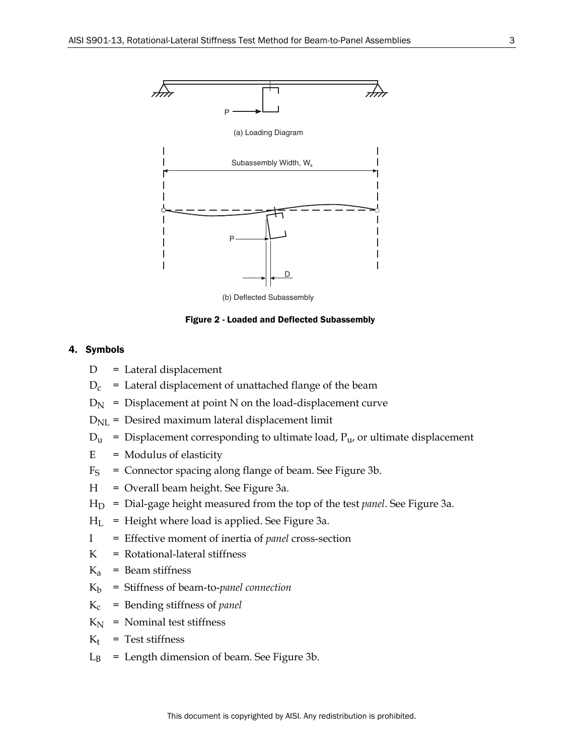(a) Loading Diagram

(b) Deflected Subassembly

**Figure 2 - Loaded and Deflected Subassembly**

## 4. Symbols

$D$ = Lateral displacement

$D_c$ = Lateral displacement of unattached flange of the beam

$D_N$ = Displacement at point N on the load-displacement curve

$D_{NL}$ = Desired maximum lateral displacement limit

$D_u$ = Displacement corresponding to ultimate load, $P_u$, or ultimate displacement

$E$ = Modulus of elasticity

$F_S$ = Connector spacing along flange of beam. See Figure 3b.

$H$ = Overall beam height. See Figure 3a.

$H_D$ = Dial-gage height measured from the top of the test *panel*. See Figure 3a.

$H_L$ = Height where load is applied. See Figure 3a.

$I$ = Effective moment of inertia of *panel* cross-section

$K$ = Rotational-lateral stiffness

$K_a$ = Beam stiffness

$K_b$ = Stiffness of beam-to-*panel connection*

$K_c$ = Bending stiffness of *panel*

$K_N$ = Nominal test stiffness

$K_t$ = Test stiffness

$L_B$ = Length dimension of beam. See Figure 3b.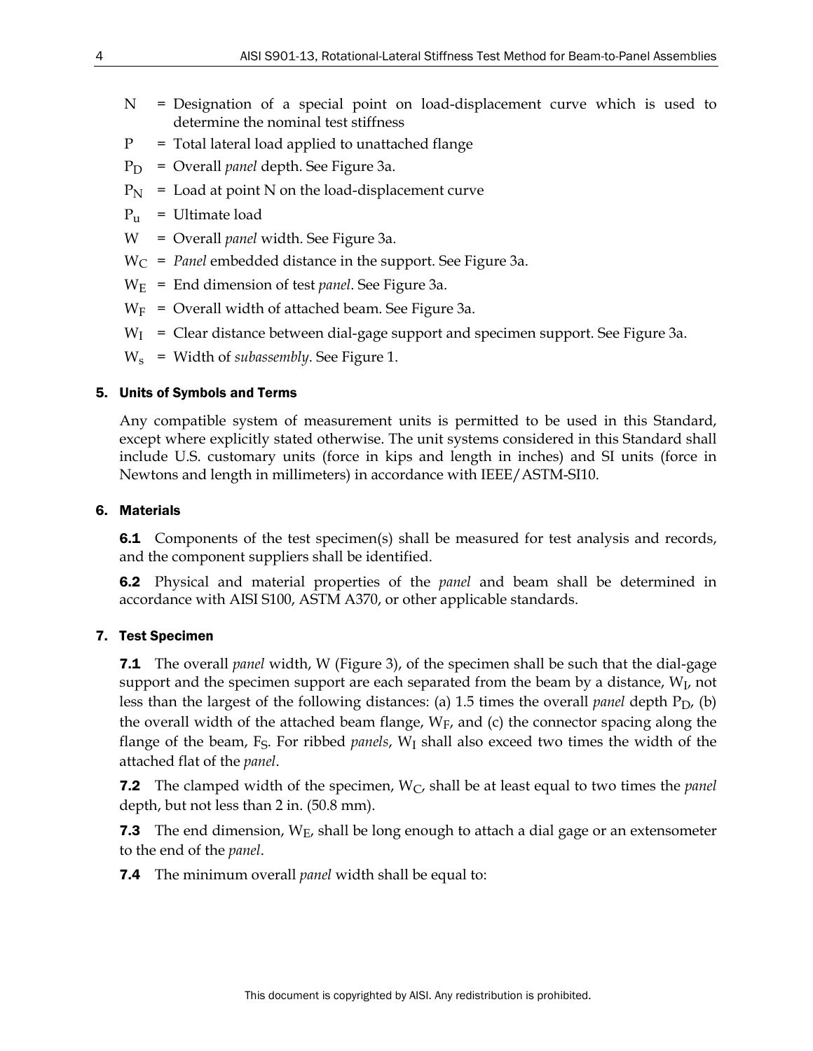N = Designation of a special point on load-displacement curve which is used to determine the nominal test stiffness

P = Total lateral load applied to unattached flange

$P_D$ = Overall *panel* depth. See Figure 3a.

$P_N$ = Load at point N on the load-displacement curve

$P_u$ = Ultimate load

W = Overall *panel* width. See Figure 3a.

$W_C$ = *Panel* embedded distance in the support. See Figure 3a.

$W_E$ = End dimension of test *panel*. See Figure 3a.

$W_F$ = Overall width of attached beam. See Figure 3a.

$W_I$ = Clear distance between dial-gage support and specimen support. See Figure 3a.

$W_s$ = Width of *subassembly*. See Figure 1.

## 5. Units of Symbols and Terms

Any compatible system of measurement units is permitted to be used in this Standard, except where explicitly stated otherwise. The unit systems considered in this Standard shall include U.S. customary units (force in kips and length in inches) and SI units (force in Newtons and length in millimeters) in accordance with IEEE/ASTM-SI10.

## 6. Materials

**6.1** Components of the test specimen(s) shall be measured for test analysis and records, and the component suppliers shall be identified.

**6.2** Physical and material properties of the *panel* and beam shall be determined in accordance with AISI S100, ASTM A370, or other applicable standards.

## 7. Test Specimen

**7.1** The overall *panel* width, W (Figure 3), of the specimen shall be such that the dial-gage support and the specimen support are each separated from the beam by a distance, $W_I$, not less than the largest of the following distances: (a) 1.5 times the overall *panel* depth $P_D$, (b) the overall width of the attached beam flange, $W_F$, and (c) the connector spacing along the flange of the beam, $F_S$. For ribbed *panels*, $W_I$ shall also exceed two times the width of the attached flat of the *panel*.

**7.2** The clamped width of the specimen, $W_C$, shall be at least equal to two times the *panel* depth, but not less than 2 in. (50.8 mm).

**7.3** The end dimension, $W_E$, shall be long enough to attach a dial gage or an extensometer to the end of the *panel*.

**7.4** The minimum overall *panel* width shall be equal to: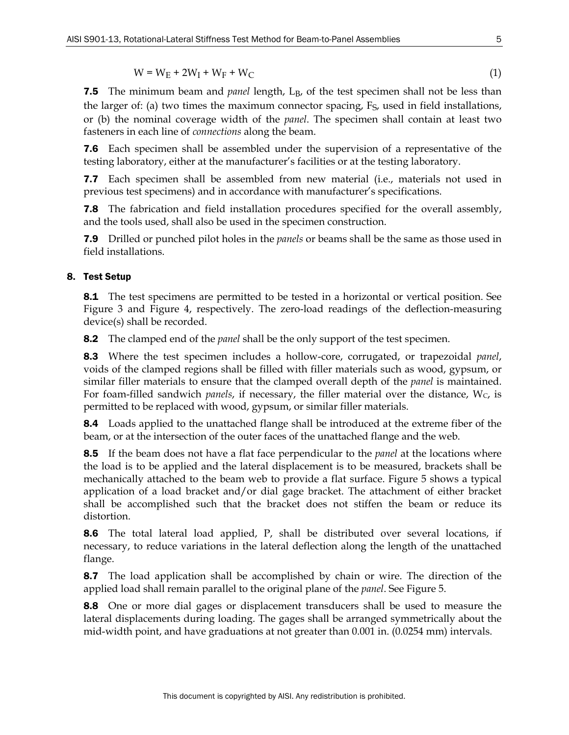$$W = W_E + 2W_I + W_F + W_C \quad (1)$$

**7.5** The minimum beam and *panel* length, $L_B$, of the test specimen shall not be less than the larger of: (a) two times the maximum connector spacing, $F_S$, used in field installations, or (b) the nominal coverage width of the *panel*. The specimen shall contain at least two fasteners in each line of *connections* along the beam.

**7.6** Each specimen shall be assembled under the supervision of a representative of the testing laboratory, either at the manufacturer's facilities or at the testing laboratory.

**7.7** Each specimen shall be assembled from new material (i.e., materials not used in previous test specimens) and in accordance with manufacturer's specifications.

**7.8** The fabrication and field installation procedures specified for the overall assembly, and the tools used, shall also be used in the specimen construction.

**7.9** Drilled or punched pilot holes in the *panels* or beams shall be the same as those used in field installations.

## 8. Test Setup

**8.1** The test specimens are permitted to be tested in a horizontal or vertical position. See Figure 3 and Figure 4, respectively. The zero-load readings of the deflection-measuring device(s) shall be recorded.

**8.2** The clamped end of the *panel* shall be the only support of the test specimen.

**8.3** Where the test specimen includes a hollow-core, corrugated, or trapezoidal *panel*, voids of the clamped regions shall be filled with filler materials such as wood, gypsum, or similar filler materials to ensure that the clamped overall depth of the *panel* is maintained. For foam-filled sandwich *panels*, if necessary, the filler material over the distance, $W_C$, is permitted to be replaced with wood, gypsum, or similar filler materials.

**8.4** Loads applied to the unattached flange shall be introduced at the extreme fiber of the beam, or at the intersection of the outer faces of the unattached flange and the web.

**8.5** If the beam does not have a flat face perpendicular to the *panel* at the locations where the load is to be applied and the lateral displacement is to be measured, brackets shall be mechanically attached to the beam web to provide a flat surface. Figure 5 shows a typical application of a load bracket and/or dial gage bracket. The attachment of either bracket shall be accomplished such that the bracket does not stiffen the beam or reduce its distortion.

**8.6** The total lateral load applied, P, shall be distributed over several locations, if necessary, to reduce variations in the lateral deflection along the length of the unattached flange.

**8.7** The load application shall be accomplished by chain or wire. The direction of the applied load shall remain parallel to the original plane of the *panel*. See Figure 5.

**8.8** One or more dial gages or displacement transducers shall be used to measure the lateral displacements during loading. The gages shall be arranged symmetrically about the mid-width point, and have graduations at not greater than 0.001 in. (0.0254 mm) intervals.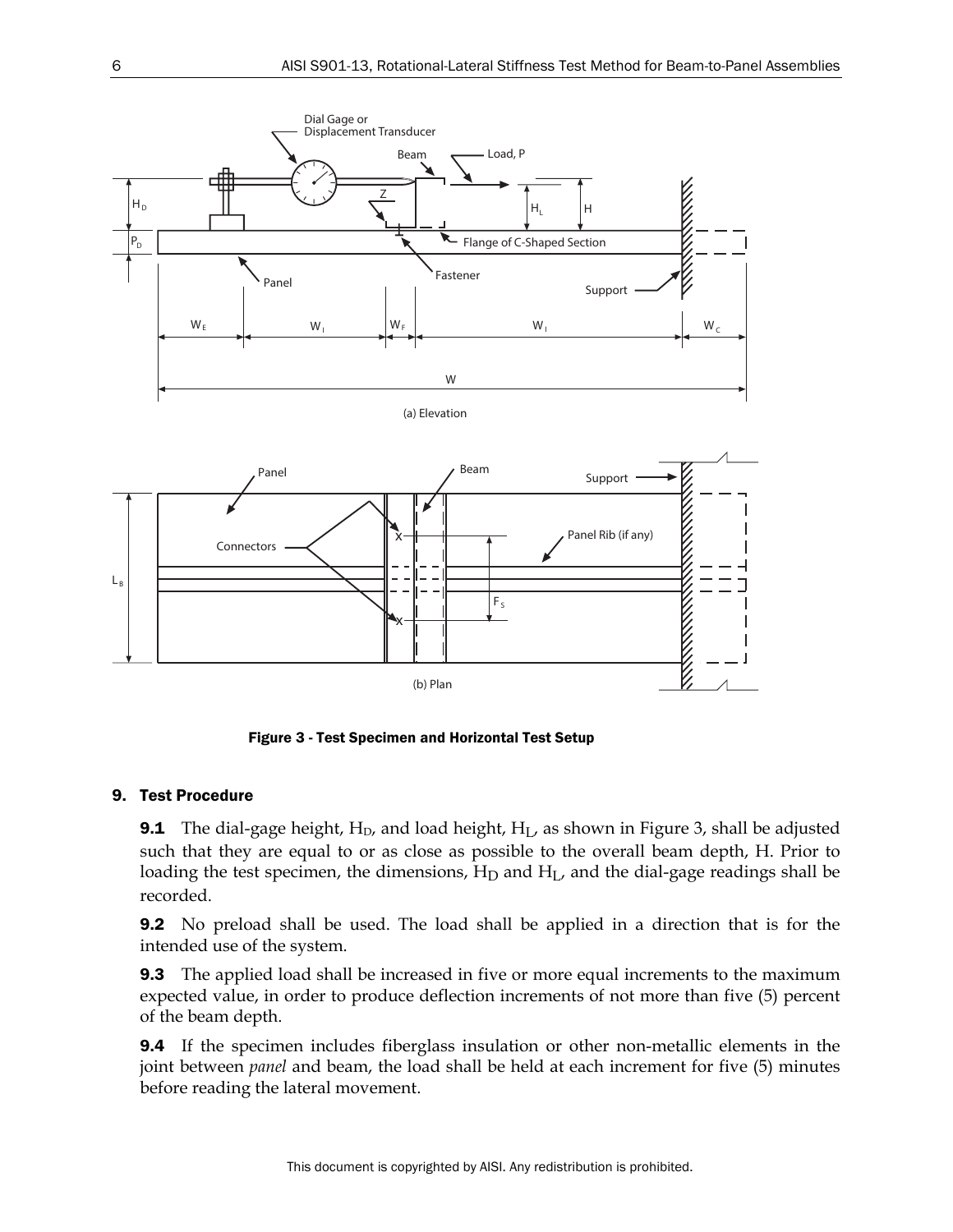Figure 3 - Test Specimen and Horizontal Test Setup

## 9. Test Procedure

**9.1** The dial-gage height, $H_D$, and load height, $H_L$, as shown in Figure 3, shall be adjusted such that they are equal to or as close as possible to the overall beam depth, H. Prior to loading the test specimen, the dimensions, $H_D$ and $H_L$, and the dial-gage readings shall be recorded.

**9.2** No preload shall be used. The load shall be applied in a direction that is for the intended use of the system.

**9.3** The applied load shall be increased in five or more equal increments to the maximum expected value, in order to produce deflection increments of not more than five (5) percent of the beam depth.

**9.4** If the specimen includes fiberglass insulation or other non-metallic elements in the joint between *panel* and beam, the load shall be held at each increment for five (5) minutes before reading the lateral movement.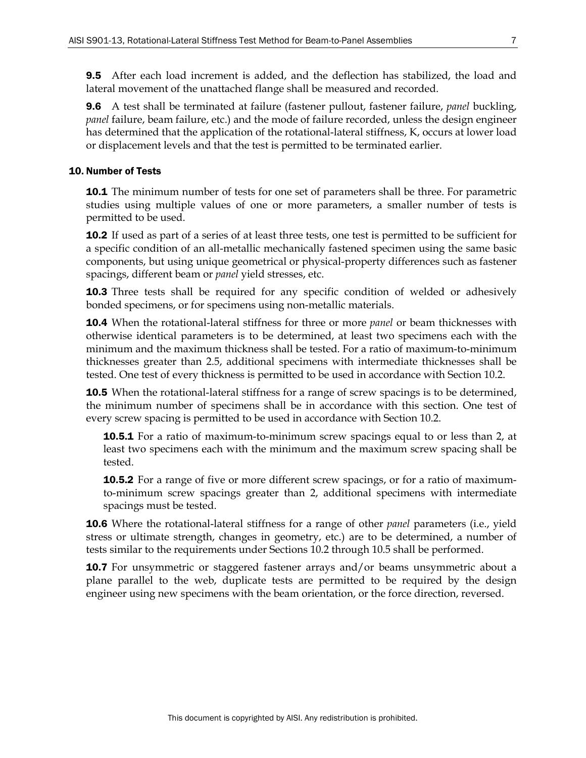**9.5** After each load increment is added, and the deflection has stabilized, the load and lateral movement of the unattached flange shall be measured and recorded.

**9.6** A test shall be terminated at failure (fastener pullout, fastener failure, *panel* buckling, *panel* failure, beam failure, etc.) and the mode of failure recorded, unless the design engineer has determined that the application of the rotational-lateral stiffness, K, occurs at lower load or displacement levels and that the test is permitted to be terminated earlier.

## 10. Number of Tests

**10.1** The minimum number of tests for one set of parameters shall be three. For parametric studies using multiple values of one or more parameters, a smaller number of tests is permitted to be used.

**10.2** If used as part of a series of at least three tests, one test is permitted to be sufficient for a specific condition of an all-metallic mechanically fastened specimen using the same basic components, but using unique geometrical or physical-property differences such as fastener spacings, different beam or *panel* yield stresses, etc.

**10.3** Three tests shall be required for any specific condition of welded or adhesively bonded specimens, or for specimens using non-metallic materials.

**10.4** When the rotational-lateral stiffness for three or more *panel* or beam thicknesses with otherwise identical parameters is to be determined, at least two specimens each with the minimum and the maximum thickness shall be tested. For a ratio of maximum-to-minimum thicknesses greater than 2.5, additional specimens with intermediate thicknesses shall be tested. One test of every thickness is permitted to be used in accordance with Section 10.2.

**10.5** When the rotational-lateral stiffness for a range of screw spacings is to be determined, the minimum number of specimens shall be in accordance with this section. One test of every screw spacing is permitted to be used in accordance with Section 10.2.

**10.5.1** For a ratio of maximum-to-minimum screw spacings equal to or less than 2, at least two specimens each with the minimum and the maximum screw spacing shall be tested.

**10.5.2** For a range of five or more different screw spacings, or for a ratio of maximum-to-minimum screw spacings greater than 2, additional specimens with intermediate spacings must be tested.

**10.6** Where the rotational-lateral stiffness for a range of other *panel* parameters (i.e., yield stress or ultimate strength, changes in geometry, etc.) are to be determined, a number of tests similar to the requirements under Sections 10.2 through 10.5 shall be performed.

**10.7** For unsymmetric or staggered fastener arrays and/or beams unsymmetric about a plane parallel to the web, duplicate tests are permitted to be required by the design engineer using new specimens with the beam orientation, or the force direction, reversed.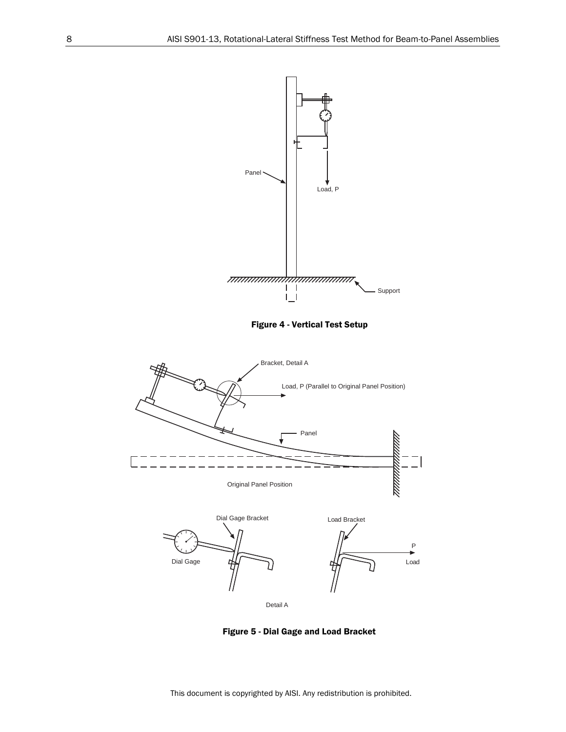Figure 4 - Vertical Test Setup

Figure 5 - Dial Gage and Load Bracket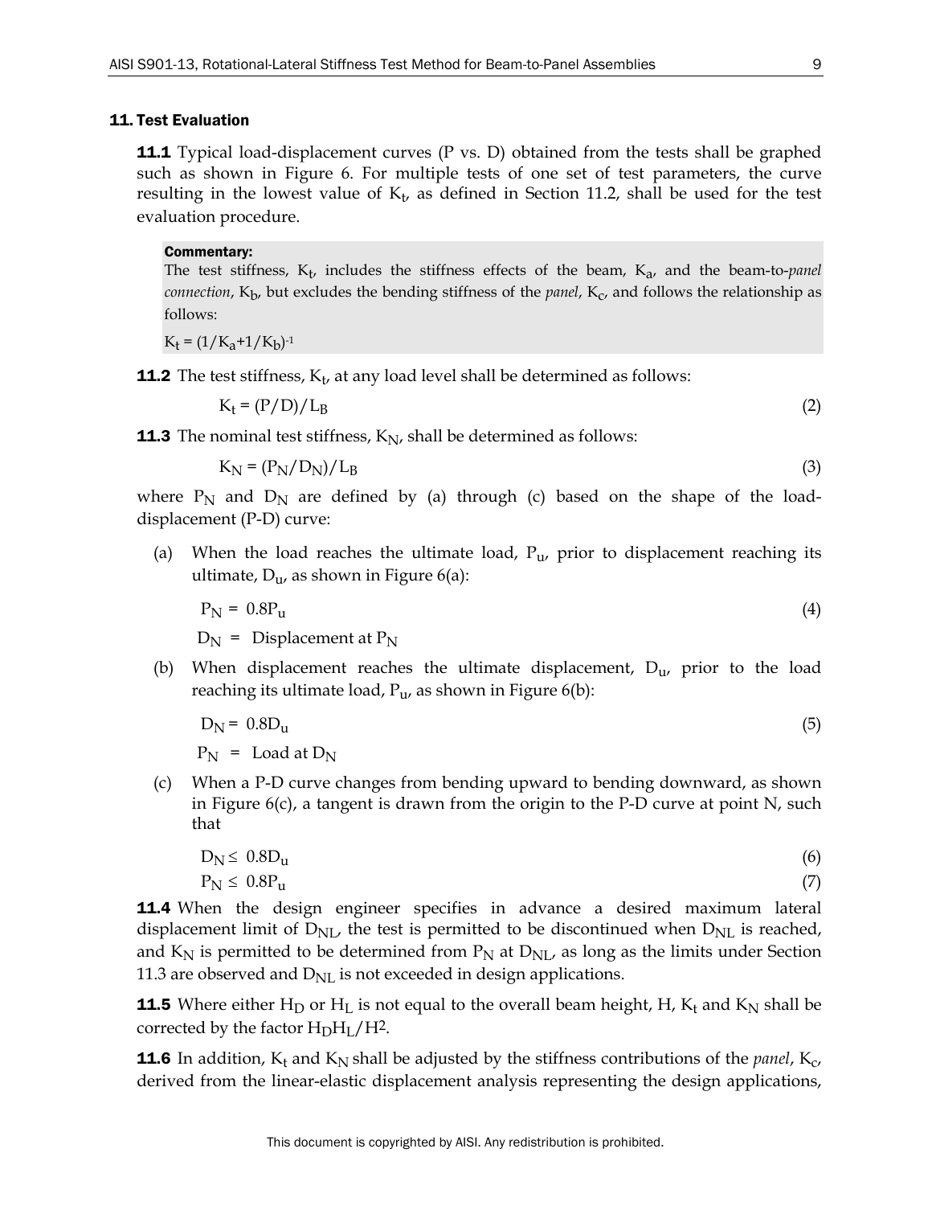## 11. Test Evaluation

**11.1** Typical load-displacement curves (P vs. D) obtained from the tests shall be graphed such as shown in Figure 6. For multiple tests of one set of test parameters, the curve resulting in the lowest value of $K_t$, as defined in Section 11.2, shall be used for the test evaluation procedure.

**Commentary:**
The test stiffness, $K_t$, includes the stiffness effects of the beam, $K_a$, and the beam-to-*panel connection*, $K_b$, but excludes the bending stiffness of the *panel*, $K_c$, and follows the relationship as follows:

$K_t = (1/K_a + 1/K_b)^{-1}$

**11.2** The test stiffness, $K_t$, at any load level shall be determined as follows:

$$K_t = (P/D)/L_B \tag{2}$$

**11.3** The nominal test stiffness, $K_N$, shall be determined as follows:

$$K_N = (P_N/D_N)/L_B \tag{3}$$

where $P_N$ and $D_N$ are defined by (a) through (c) based on the shape of the load-displacement (P-D) curve:

(a) When the load reaches the ultimate load, $P_u$, prior to displacement reaching its ultimate, $D_u$, as shown in Figure 6(a):

$$P_N = 0.8P_u \tag{4}$$

$D_N$ = Displacement at $P_N$

(b) When displacement reaches the ultimate displacement, $D_u$, prior to the load reaching its ultimate load, $P_u$, as shown in Figure 6(b):

$$D_N = 0.8D_u \tag{5}$$

$P_N$ = Load at $D_N$

(c) When a P-D curve changes from bending upward to bending downward, as shown in Figure 6(c), a tangent is drawn from the origin to the P-D curve at point N, such that

$$D_N \leq 0.8D_u \tag{6}$$

$$P_N \leq 0.8P_u \tag{7}$$

**11.4** When the design engineer specifies in advance a desired maximum lateral displacement limit of $D_{NL}$, the test is permitted to be discontinued when $D_{NL}$ is reached, and $K_N$ is permitted to be determined from $P_N$ at $D_{NL}$, as long as the limits under Section 11.3 are observed and $D_{NL}$ is not exceeded in design applications.

**11.5** Where either $H_D$ or $H_L$ is not equal to the overall beam height, H, $K_t$ and $K_N$ shall be corrected by the factor $H_D H_L/H^2$.

**11.6** In addition, $K_t$ and $K_N$ shall be adjusted by the stiffness contributions of the *panel*, $K_c$, derived from the linear-elastic displacement analysis representing the design applications,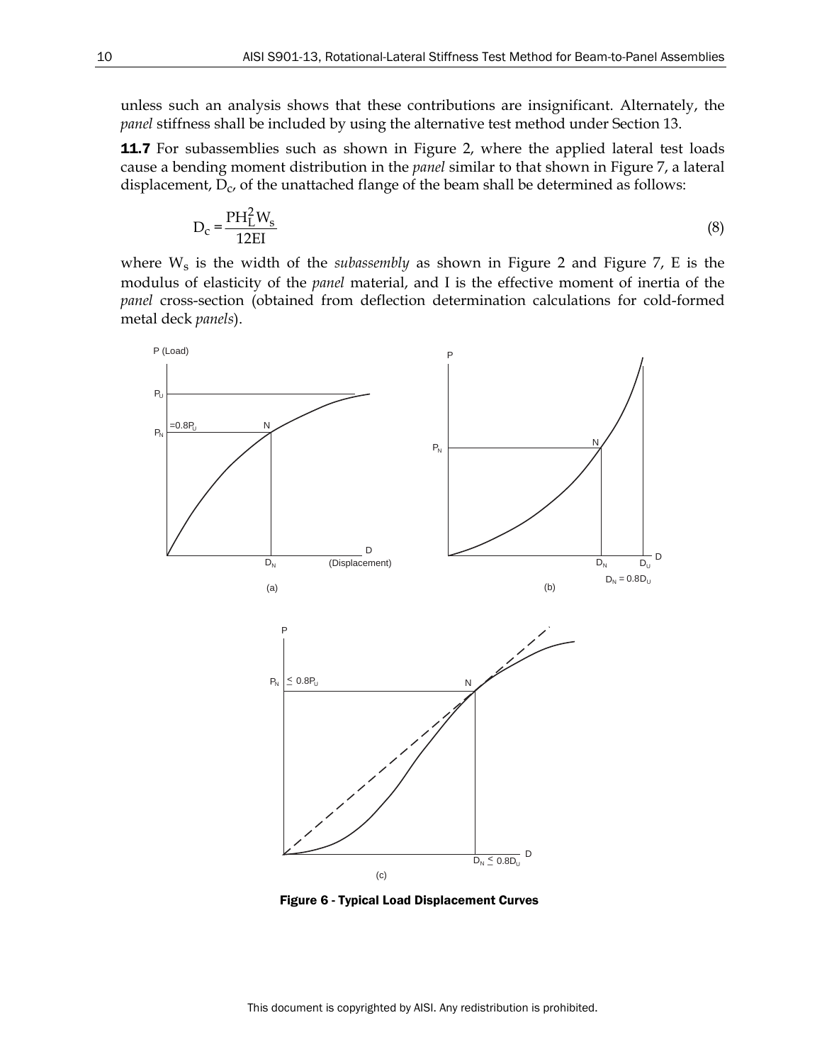unless such an analysis shows that these contributions are insignificant. Alternately, the *panel* stiffness shall be included by using the alternative test method under Section 13.

**11.7** For subassemblies such as shown in Figure 2, where the applied lateral test loads cause a bending moment distribution in the *panel* similar to that shown in Figure 7, a lateral displacement, $D_c$, of the unattached flange of the beam shall be determined as follows:

$$D_c = \frac{PH_L^2 W_s}{12EI} \tag{8}$$

where $W_s$ is the width of the *subassembly* as shown in Figure 2 and Figure 7, E is the modulus of elasticity of the *panel* material, and I is the effective moment of inertia of the *panel* cross-section (obtained from deflection determination calculations for cold-formed metal deck *panels*).

**Figure 6 - Typical Load Displacement Curves**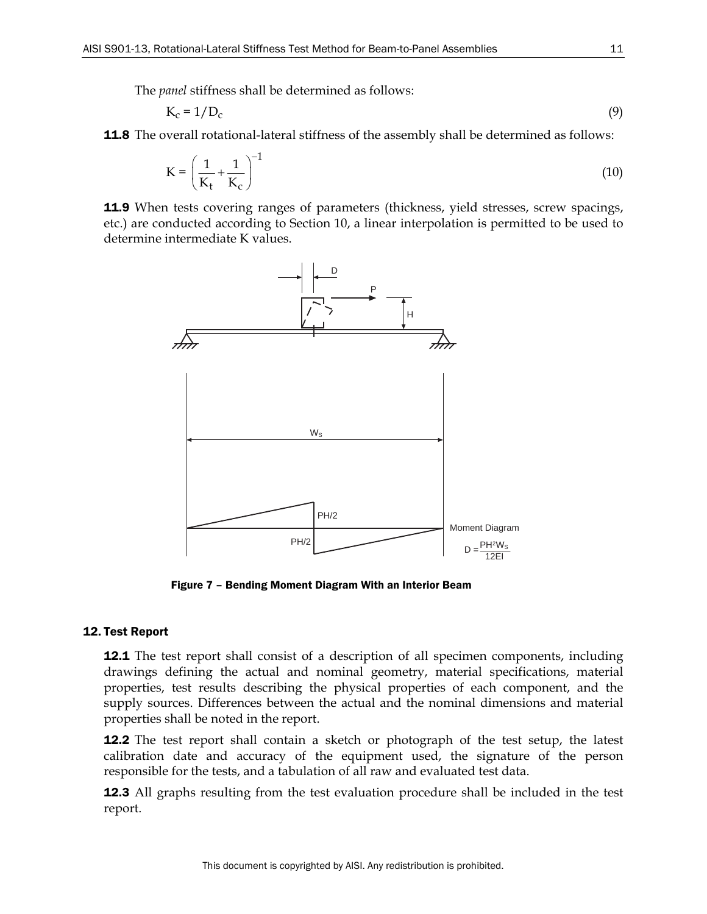The *panel* stiffness shall be determined as follows:

$$K_c = 1/D_c \tag{9}$$

**11.8** The overall rotational-lateral stiffness of the assembly shall be determined as follows:

$$K = \left(\frac{1}{K_t} + \frac{1}{K_c}\right)^{-1} \tag{10}$$

**11.9** When tests covering ranges of parameters (thickness, yield stresses, screw spacings, etc.) are conducted according to Section 10, a linear interpolation is permitted to be used to determine intermediate K values.

**Figure 7 – Bending Moment Diagram With an Interior Beam**

## 12. Test Report

**12.1** The test report shall consist of a description of all specimen components, including drawings defining the actual and nominal geometry, material specifications, material properties, test results describing the physical properties of each component, and the supply sources. Differences between the actual and the nominal dimensions and material properties shall be noted in the report.

**12.2** The test report shall contain a sketch or photograph of the test setup, the latest calibration date and accuracy of the equipment used, the signature of the person responsible for the tests, and a tabulation of all raw and evaluated test data.

**12.3** All graphs resulting from the test evaluation procedure shall be included in the test report.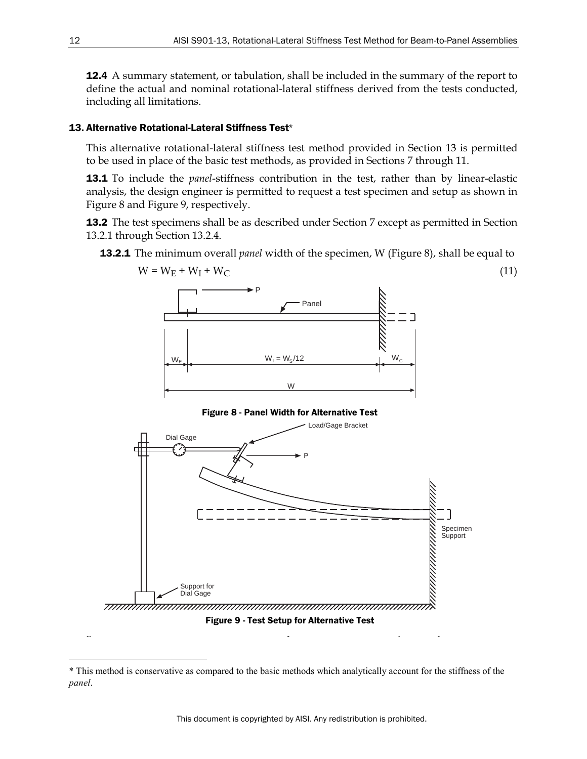**12.4** A summary statement, or tabulation, shall be included in the summary of the report to define the actual and nominal rotational-lateral stiffness derived from the tests conducted, including all limitations.

## 13. Alternative Rotational-Lateral Stiffness Test*

This alternative rotational-lateral stiffness test method provided in Section 13 is permitted to be used in place of the basic test methods, as provided in Sections 7 through 11.

**13.1** To include the *panel*-stiffness contribution in the test, rather than by linear-elastic analysis, the design engineer is permitted to request a test specimen and setup as shown in Figure 8 and Figure 9, respectively.

**13.2** The test specimens shall be as described under Section 7 except as permitted in Section 13.2.1 through Section 13.2.4.

**13.2.1** The minimum overall *panel* width of the specimen, W (Figure 8), shall be equal to

$$W = W_E + W_I + W_C \tag{11}$$

**Figure 8 - Panel Width for Alternative Test**

**Figure 9 - Test Setup for Alternative Test**

---

\* This method is conservative as compared to the basic methods which analytically account for the stiffness of the *panel*.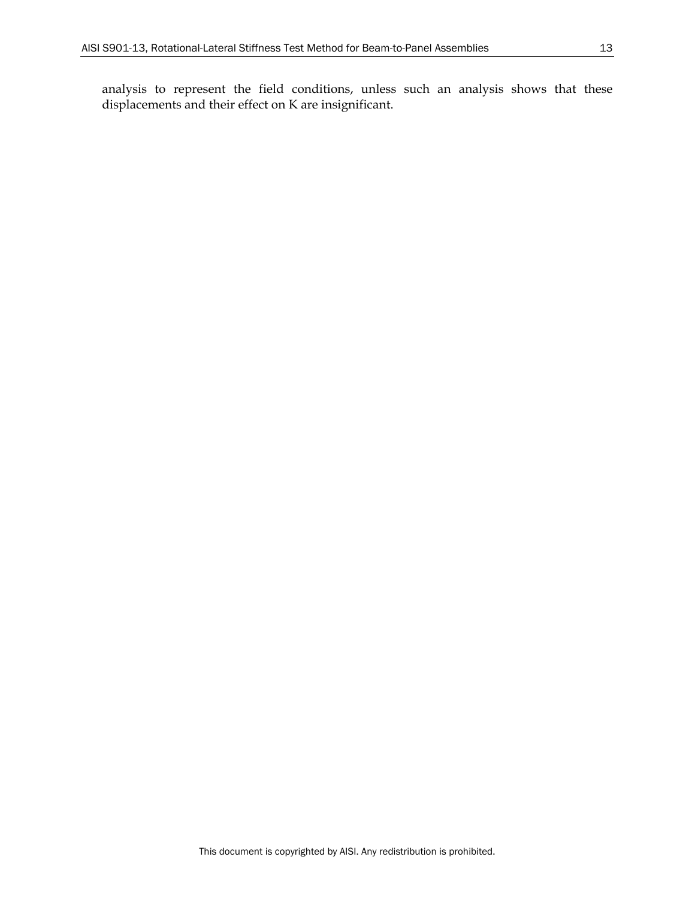analysis to represent the field conditions, unless such an analysis shows that these displacements and their effect on K are insignificant.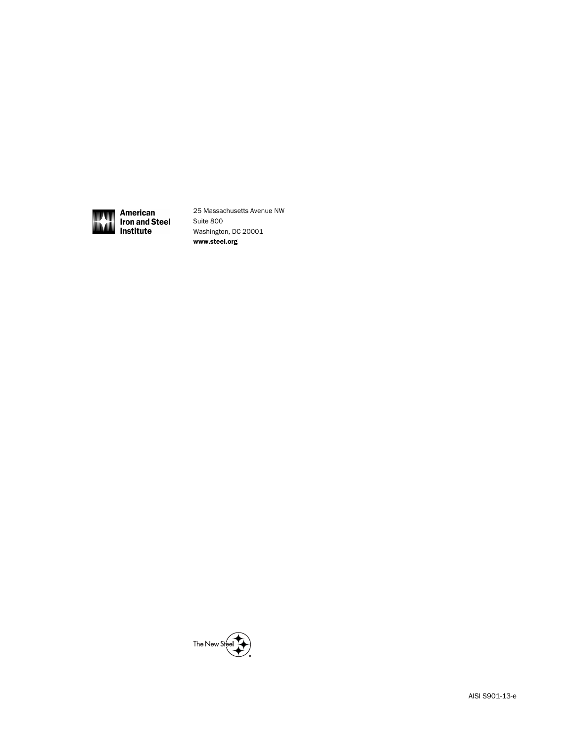American Iron and Steel Institute

25 Massachusetts Avenue NW
Suite 800
Washington, DC 20001
**www.steel.org**

The New Steel

AISI S901-13-e